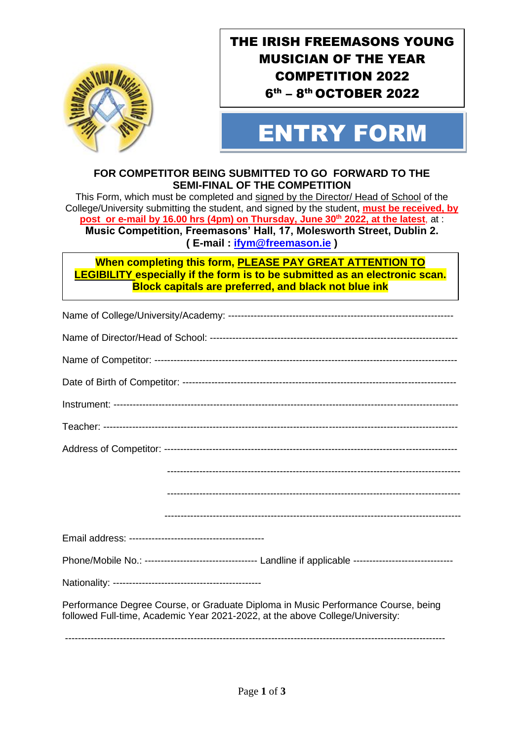# THE IRISH FREEMASONS YOUNG MUSICIAN OF THE YEAR COMPETITION 2022

## 6th – 8th OCTOBER 2022

# ENTRY FORM

**FOR COMPETITOR BEING SUBMITTED TO GO FORWARD TO THE SEMI-FINAL OF THE COMPETITION**

This Form, which must be completed and signed by the Director/ Head of School of the College/University submitting the student, and signed by the student, **must be received, by post or e-mail by 16.00 hrs (4pm) on Thursday, June 30th 2022, at the latest**, at :

**Music Competition, Freemasons' Hall, 17, Molesworth Street, Dublin 2.**

**( E-mail : ifym@freemason.ie )**

**When completing this form, PLEASE PAY GREAT ATTENTION TO LEGIBILITY especially if the form is to be submitted as an electronic scan. Block capitals are preferred, and black not blue ink**

Name of College/University/Academy: ----------------------------------------------------------------------

Name of Director/Head of School: --------------------------------------------------------------------------

Name of Competitor: --------------------------------------------------------------------------------------------

Date of Birth of Competitor: ----------------------------------------------------------------------------------

Instrument: ------------------------------------------------------------------------------------------------------

Teacher: ---------------------------------------------------------------------------------------------------------

Address of Competitor: ---------------------------------------------------------------------------------------

-------------------------------------------------------------------------------------------

-------------------------------------------------------------------------------------------

-------------------------------------------------------------------------------------------

Email address: ------------------------------------------

Phone/Mobile No.: ---------------------------------- Landline if applicable ------------------------------

Nationality: ---------------------------------------------

Performance Degree Course, or Graduate Diploma in Music Performance Course, being followed Full-time, Academic Year 2021-2022, at the above College/University:

-------------------------------------------------------------------------------------------------------------------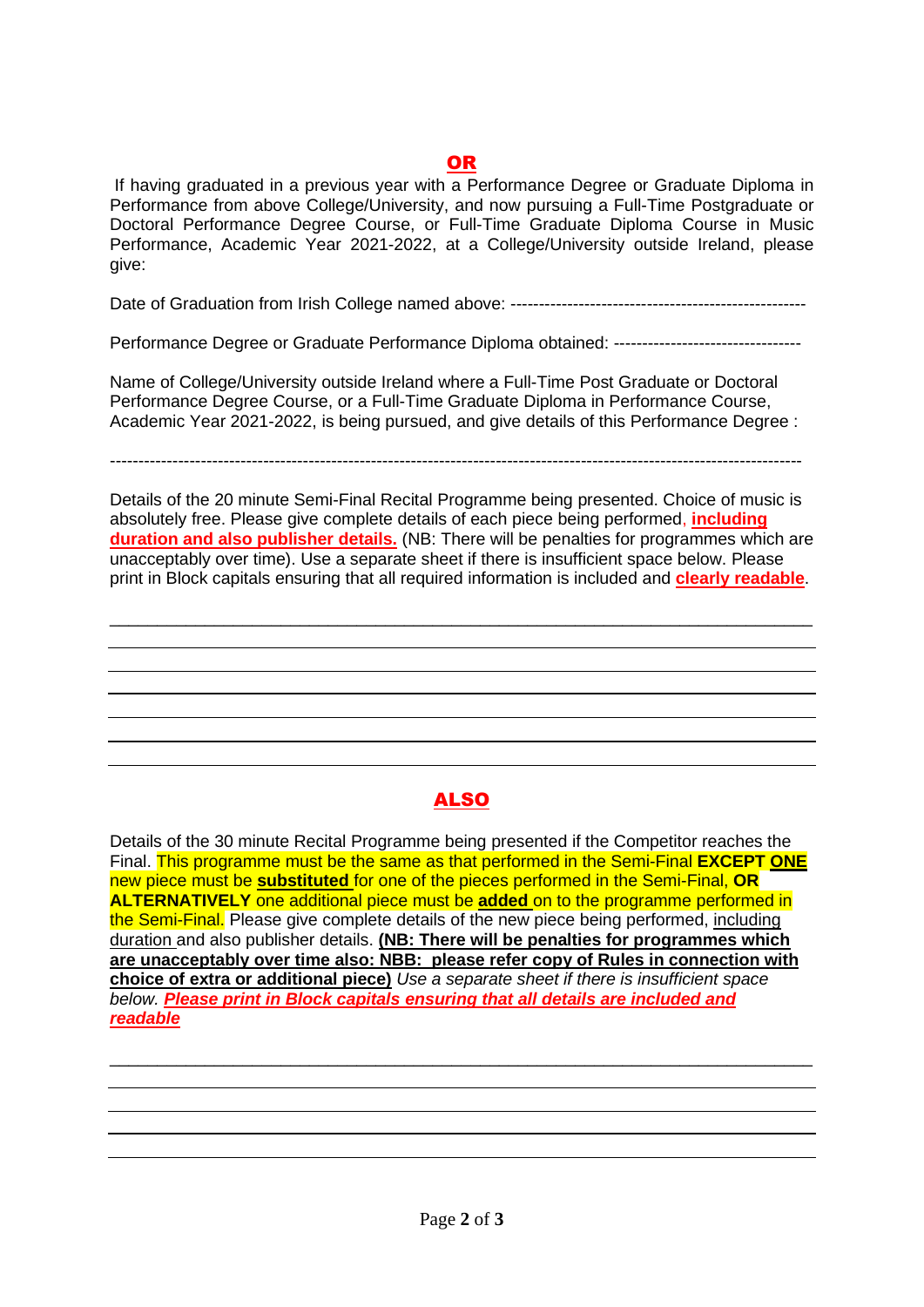**OR**

If having graduated in a previous year with a Performance Degree or Graduate Diploma in Performance from above College/University, and now pursuing a Full-Time Postgraduate or Doctoral Performance Degree Course, or Full-Time Graduate Diploma Course in Music Performance, Academic Year 2021-2022, at a College/University outside Ireland, please give:

Date of Graduation from Irish College named above: ---------------------------------------------------

Performance Degree or Graduate Performance Diploma obtained: --------------------------------

Name of College/University outside Ireland where a Full-Time Post Graduate or Doctoral Performance Degree Course, or a Full-Time Graduate Diploma in Performance Course, Academic Year 2021-2022, is being pursued, and give details of this Performance Degree :

------------------------------------------------------------------------------------------------------------------

Details of the 20 minute Semi-Final Recital Programme being presented. Choice of music is absolutely free. Please give complete details of each piece being performed, **including duration and also publisher details.** (NB: There will be penalties for programmes which are unacceptably over time). Use a separate sheet if there is insufficient space below. Please print in Block capitals ensuring that all required information is included and **clearly readable**.

______________________________________________________________________

______________________________________________________________________

______________________________________________________________________

______________________________________________________________________

______________________________________________________________________

______________________________________________________________________

______________________________________________________________________

**ALSO**

Details of the 30 minute Recital Programme being presented if the Competitor reaches the Final. This programme must be the same as that performed in the Semi-Final **EXCEPT ONE** new piece must be **substituted** for one of the pieces performed in the Semi-Final, **OR ALTERNATIVELY** one additional piece must be **added** on to the programme performed in the Semi-Final. Please give complete details of the new piece being performed, including duration and also publisher details. **(NB: There will be penalties for programmes which are unacceptably over time also: NBB: please refer copy of Rules in connection with choice of extra or additional piece)** *Use a separate sheet if there is insufficient space below.* ***Please print in Block capitals ensuring that all details are included and readable***

______________________________________________________________________

______________________________________________________________________

______________________________________________________________________

______________________________________________________________________

______________________________________________________________________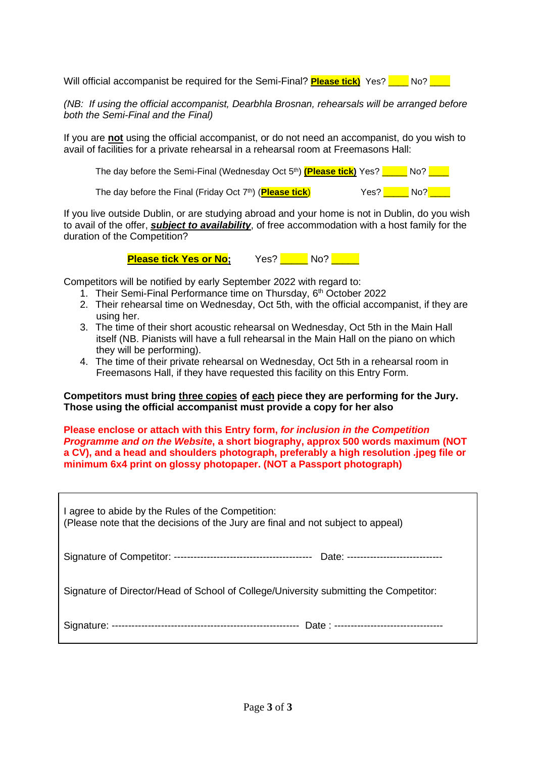Will official accompanist be required for the Semi-Final? **Please tick)** Yes? ____ No? ____

*(NB: If using the official accompanist, Dearbhla Brosnan, rehearsals will be arranged before both the Semi-Final and the Final)*

If you are **not** using the official accompanist, or do not need an accompanist, do you wish to avail of facilities for a private rehearsal in a rehearsal room at Freemasons Hall:

The day before the Semi-Final (Wednesday Oct 5th) **(Please tick)** Yes? _____ No? ____

The day before the Final (Friday Oct 7th) (**Please tick**) Yes? _____ No? ____

If you live outside Dublin, or are studying abroad and your home is not in Dublin, do you wish to avail of the offer, ***subject to availability***, of free accommodation with a host family for the duration of the Competition?

**Please tick Yes or No;** Yes? _____ No? _____

Competitors will be notified by early September 2022 with regard to:

1. Their Semi-Final Performance time on Thursday, 6th October 2022
2. Their rehearsal time on Wednesday, Oct 5th, with the official accompanist, if they are using her.
3. The time of their short acoustic rehearsal on Wednesday, Oct 5th in the Main Hall itself (NB. Pianists will have a full rehearsal in the Main Hall on the piano on which they will be performing).
4. The time of their private rehearsal on Wednesday, Oct 5th in a rehearsal room in Freemasons Hall, if they have requested this facility on this Entry Form.

**Competitors must bring three copies of each piece they are performing for the Jury. Those using the official accompanist must provide a copy for her also**

**Please enclose or attach with this Entry form, *for inclusion in the Competition Programme and on the Website*, a short biography, approx 500 words maximum (NOT a CV), and a head and shoulders photograph, preferably a high resolution .jpeg file or minimum 6x4 print on glossy photopaper. (NOT a Passport photograph)**

I agree to abide by the Rules of the Competition:
(Please note that the decisions of the Jury are final and not subject to appeal)

Signature of Competitor: ----------------------------------------- Date: ----------------------------

Signature of Director/Head of School of College/University submitting the Competitor:

Signature: ------------------------------------------------------- Date : --------------------------------